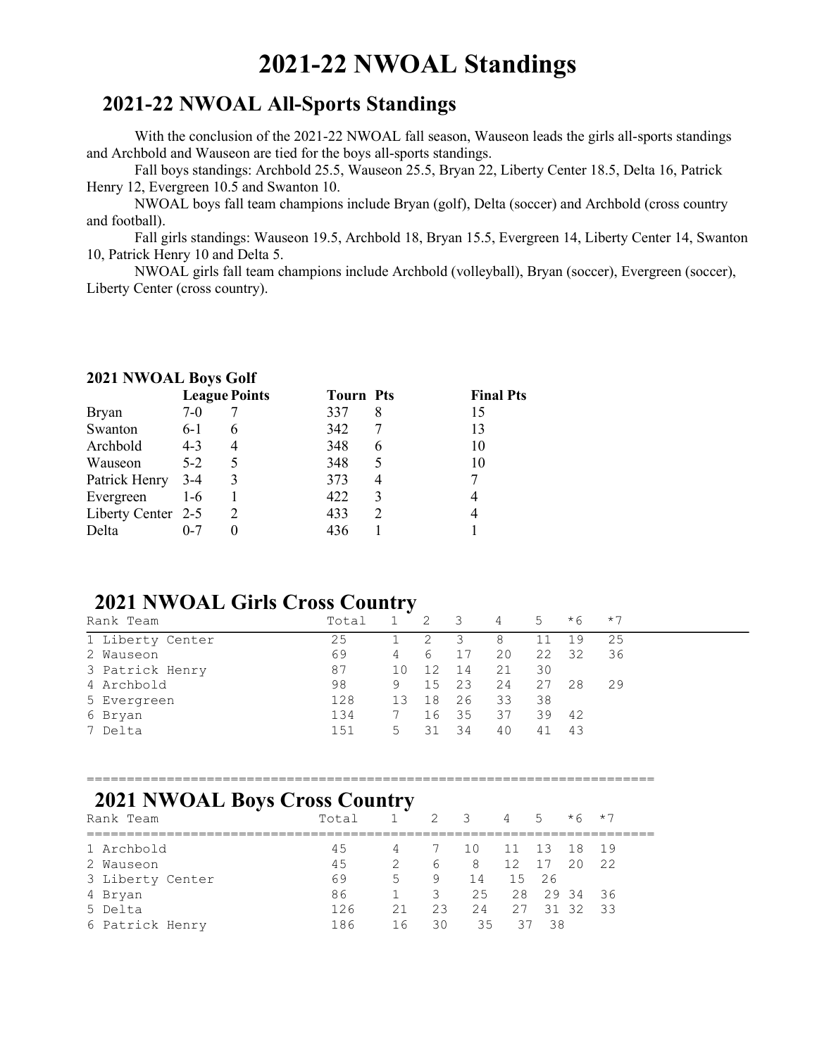# 2021-22 NWOAL Standings

## 2021-22 NWOAL All-Sports Standings

With the conclusion of the 2021-22 NWOAL fall season, Wauseon leads the girls all-sports standings and Archbold and Wauseon are tied for the boys all-sports standings.

Fall boys standings: Archbold 25.5, Wauseon 25.5, Bryan 22, Liberty Center 18.5, Delta 16, Patrick Henry 12, Evergreen 10.5 and Swanton 10.

NWOAL boys fall team champions include Bryan (golf), Delta (soccer) and Archbold (cross country and football).

Fall girls standings: Wauseon 19.5, Archbold 18, Bryan 15.5, Evergreen 14, Liberty Center 14, Swanton 10, Patrick Henry 10 and Delta 5.

NWOAL girls fall team champions include Archbold (volleyball), Bryan (soccer), Evergreen (soccer), Liberty Center (cross country).

### 2021 NWOAL Boys Golf

| | League | Points | Tourn | Pts | Final Pts |
|---|---|---|---|---|---|
| Bryan | 7-0 | 7 | 337 | 8 | 15 |
| Swanton | 6-1 | 6 | 342 | 7 | 13 |
| Archbold | 4-3 | 4 | 348 | 6 | 10 |
| Wauseon | 5-2 | 5 | 348 | 5 | 10 |
| Patrick Henry | 3-4 | 3 | 373 | 4 | 7 |
| Evergreen | 1-6 | 1 | 422 | 3 | 4 |
| Liberty Center | 2-5 | 2 | 433 | 2 | 4 |
| Delta | 0-7 | 0 | 436 | 1 | 1 |

## 2021 NWOAL Girls Cross Country

| Rank | Team | Total | 1 | 2 | 3 | 4 | 5 | *6 | *7 |
|---|---|---|---|---|---|---|---|---|---|
| 1 | Liberty Center | 25 | 1 | 2 | 3 | 8 | 11 | 19 | 25 |
| 2 | Wauseon | 69 | 4 | 6 | 17 | 20 | 22 | 32 | 36 |
| 3 | Patrick Henry | 87 | 10 | 12 | 14 | 21 | 30 | | |
| 4 | Archbold | 98 | 9 | 15 | 23 | 24 | 27 | 28 | 29 |
| 5 | Evergreen | 128 | 13 | 18 | 26 | 33 | 38 | | |
| 6 | Bryan | 134 | 7 | 16 | 35 | 37 | 39 | 42 | |
| 7 | Delta | 151 | 5 | 31 | 34 | 40 | 41 | 43 | |

## 2021 NWOAL Boys Cross Country

| Rank | Team | Total | 1 | 2 | 3 | 4 | 5 | *6 | *7 |
|---|---|---|---|---|---|---|---|---|---|
| 1 | Archbold | 45 | 4 | 7 | 10 | 11 | 13 | 18 | 19 |
| 2 | Wauseon | 45 | 2 | 6 | 8 | 12 | 17 | 20 | 22 |
| 3 | Liberty Center | 69 | 5 | 9 | 14 | 15 | 26 | | |
| 4 | Bryan | 86 | 1 | 3 | 25 | 28 | 29 | 34 | 36 |
| 5 | Delta | 126 | 21 | 23 | 24 | 27 | 31 | 32 | 33 |
| 6 | Patrick Henry | 186 | 16 | 30 | 35 | 37 | 38 | | |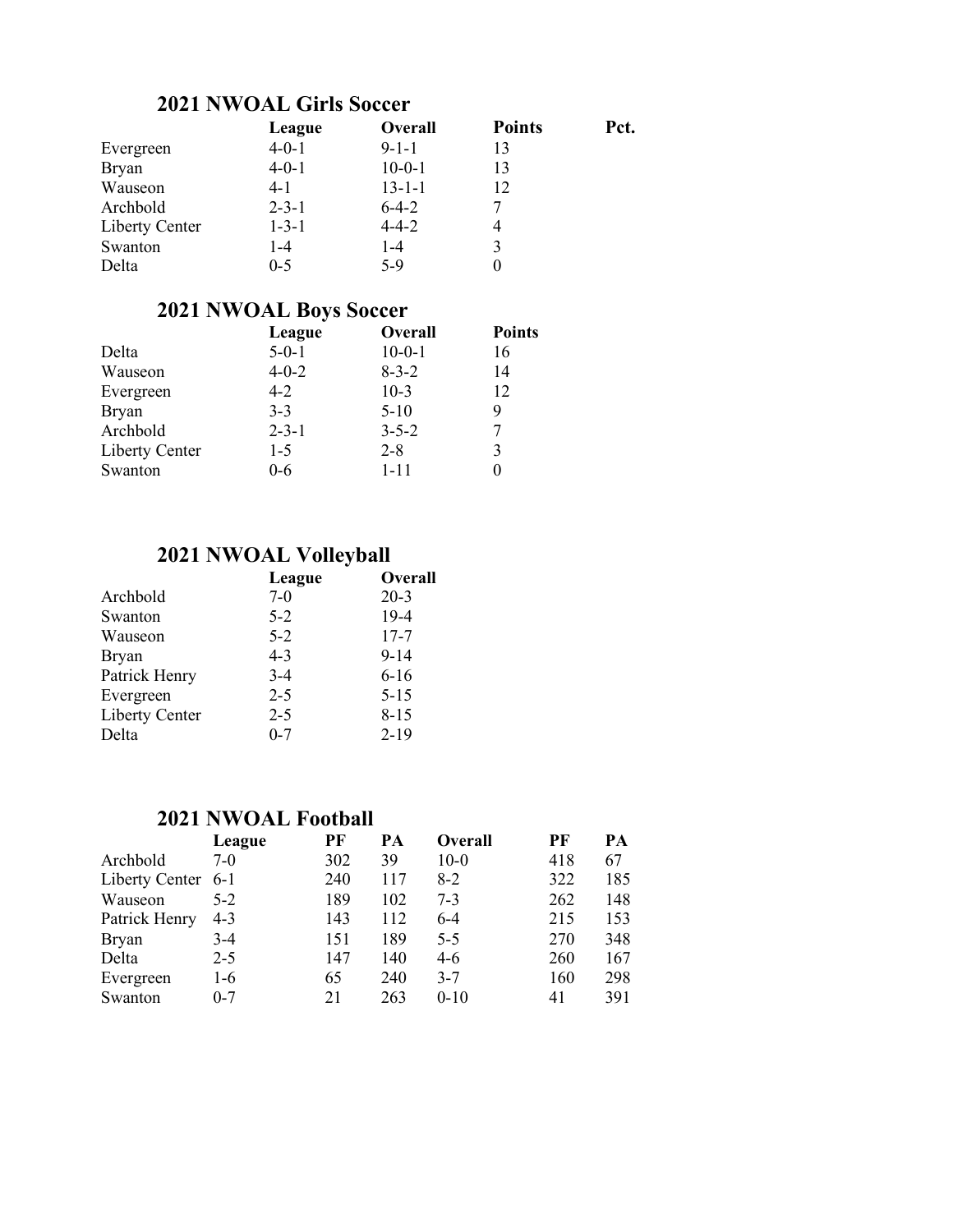## 2021 NWOAL Girls Soccer

| | League | Overall | Points | Pct. |
|---|---|---|---|---|
| Evergreen | 4-0-1 | 9-1-1 | 13 | |
| Bryan | 4-0-1 | 10-0-1 | 13 | |
| Wauseon | 4-1 | 13-1-1 | 12 | |
| Archbold | 2-3-1 | 6-4-2 | 7 | |
| Liberty Center | 1-3-1 | 4-4-2 | 4 | |
| Swanton | 1-4 | 1-4 | 3 | |
| Delta | 0-5 | 5-9 | 0 | |

## 2021 NWOAL Boys Soccer

| | League | Overall | Points |
|---|---|---|---|
| Delta | 5-0-1 | 10-0-1 | 16 |
| Wauseon | 4-0-2 | 8-3-2 | 14 |
| Evergreen | 4-2 | 10-3 | 12 |
| Bryan | 3-3 | 5-10 | 9 |
| Archbold | 2-3-1 | 3-5-2 | 7 |
| Liberty Center | 1-5 | 2-8 | 3 |
| Swanton | 0-6 | 1-11 | 0 |

## 2021 NWOAL Volleyball

| | League | Overall |
|---|---|---|
| Archbold | 7-0 | 20-3 |
| Swanton | 5-2 | 19-4 |
| Wauseon | 5-2 | 17-7 |
| Bryan | 4-3 | 9-14 |
| Patrick Henry | 3-4 | 6-16 |
| Evergreen | 2-5 | 5-15 |
| Liberty Center | 2-5 | 8-15 |
| Delta | 0-7 | 2-19 |

## 2021 NWOAL Football

| | League | PF | PA | Overall | PF | PA |
|---|---|---|---|---|---|---|
| Archbold | 7-0 | 302 | 39 | 10-0 | 418 | 67 |
| Liberty Center | 6-1 | 240 | 117 | 8-2 | 322 | 185 |
| Wauseon | 5-2 | 189 | 102 | 7-3 | 262 | 148 |
| Patrick Henry | 4-3 | 143 | 112 | 6-4 | 215 | 153 |
| Bryan | 3-4 | 151 | 189 | 5-5 | 270 | 348 |
| Delta | 2-5 | 147 | 140 | 4-6 | 260 | 167 |
| Evergreen | 1-6 | 65 | 240 | 3-7 | 160 | 298 |
| Swanton | 0-7 | 21 | 263 | 0-10 | 41 | 391 |